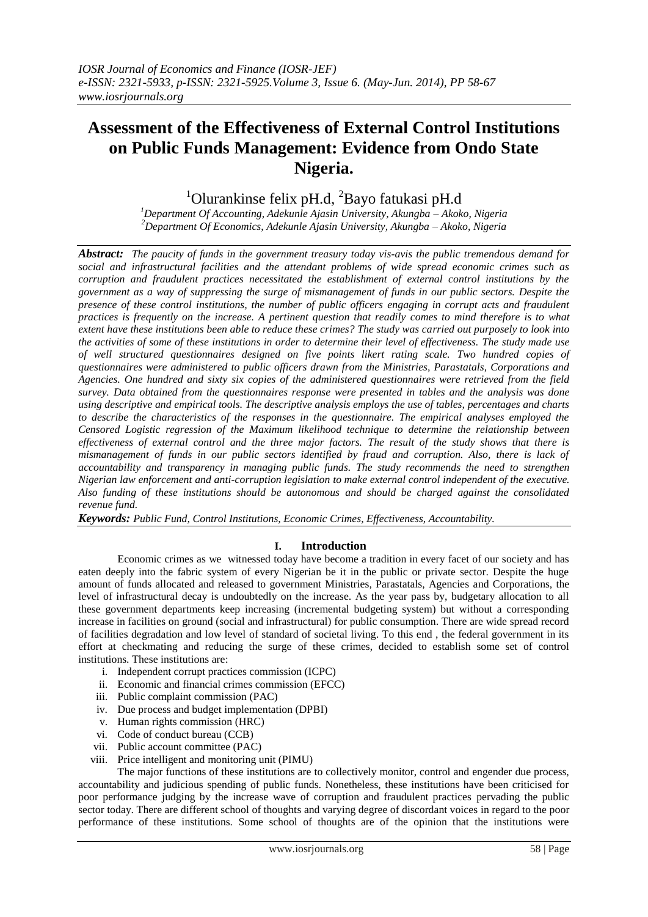# Assessment of the Effectiveness of External Control Institutions on Public Funds Management: Evidence from Ondo State Nigeria.

[1]Olurankinse felix pH.d, [2]Bayo fatukasi pH.d

[1]*Department Of Accounting, Adekunle Ajasin University, Akungba – Akoko, Nigeria*
[2]*Department Of Economics, Adekunle Ajasin University, Akungba – Akoko, Nigeria*

***Abstract:*** *The paucity of funds in the government treasury today vis-avis the public tremendous demand for social and infrastructural facilities and the attendant problems of wide spread economic crimes such as corruption and fraudulent practices necessitated the establishment of external control institutions by the government as a way of suppressing the surge of mismanagement of funds in our public sectors. Despite the presence of these control institutions, the number of public officers engaging in corrupt acts and fraudulent practices is frequently on the increase. A pertinent question that readily comes to mind therefore is to what extent have these institutions been able to reduce these crimes? The study was carried out purposely to look into the activities of some of these institutions in order to determine their level of effectiveness. The study made use of well structured questionnaires designed on five points likert rating scale. Two hundred copies of questionnaires were administered to public officers drawn from the Ministries, Parastatals, Corporations and Agencies. One hundred and sixty six copies of the administered questionnaires were retrieved from the field survey. Data obtained from the questionnaires response were presented in tables and the analysis was done using descriptive and empirical tools. The descriptive analysis employs the use of tables, percentages and charts to describe the characteristics of the responses in the questionnaire. The empirical analyses employed the Censored Logistic regression of the Maximum likelihood technique to determine the relationship between effectiveness of external control and the three major factors. The result of the study shows that there is mismanagement of funds in our public sectors identified by fraud and corruption. Also, there is lack of accountability and transparency in managing public funds. The study recommends the need to strengthen Nigerian law enforcement and anti-corruption legislation to make external control independent of the executive. Also funding of these institutions should be autonomous and should be charged against the consolidated revenue fund.*

***Keywords:*** *Public Fund, Control Institutions, Economic Crimes, Effectiveness, Accountability.*

## I. Introduction

Economic crimes as we witnessed today have become a tradition in every facet of our society and has eaten deeply into the fabric system of every Nigerian be it in the public or private sector. Despite the huge amount of funds allocated and released to government Ministries, Parastatals, Agencies and Corporations, the level of infrastructural decay is undoubtedly on the increase. As the year pass by, budgetary allocation to all these government departments keep increasing (incremental budgeting system) but without a corresponding increase in facilities on ground (social and infrastructural) for public consumption. There are wide spread record of facilities degradation and low level of standard of societal living. To this end , the federal government in its effort at checkmating and reducing the surge of these crimes, decided to establish some set of control institutions. These institutions are:

i. Independent corrupt practices commission (ICPC)
ii. Economic and financial crimes commission (EFCC)
iii. Public complaint commission (PAC)
iv. Due process and budget implementation (DPBI)
v. Human rights commission (HRC)
vi. Code of conduct bureau (CCB)
vii. Public account committee (PAC)
viii. Price intelligent and monitoring unit (PIMU)

The major functions of these institutions are to collectively monitor, control and engender due process, accountability and judicious spending of public funds. Nonetheless, these institutions have been criticised for poor performance judging by the increase wave of corruption and fraudulent practices pervading the public sector today. There are different school of thoughts and varying degree of discordant voices in regard to the poor performance of these institutions. Some school of thoughts are of the opinion that the institutions were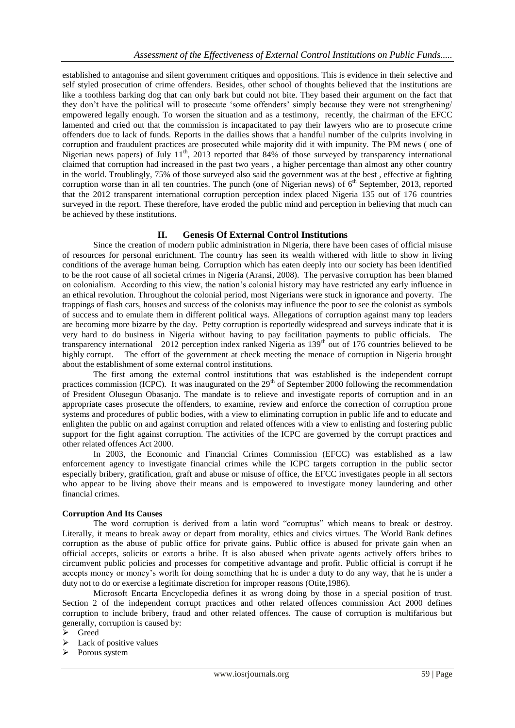established to antagonise and silent government critiques and oppositions. This is evidence in their selective and self styled prosecution of crime offenders. Besides, other school of thoughts believed that the institutions are like a toothless barking dog that can only bark but could not bite. They based their argument on the fact that they don't have the political will to prosecute 'some offenders' simply because they were not strengthening/ empowered legally enough. To worsen the situation and as a testimony, recently, the chairman of the EFCC lamented and cried out that the commission is incapacitated to pay their lawyers who are to prosecute crime offenders due to lack of funds. Reports in the dailies shows that a handful number of the culprits involving in corruption and fraudulent practices are prosecuted while majority did it with impunity. The PM news ( one of Nigerian news papers) of July 11th, 2013 reported that 84% of those surveyed by transparency international claimed that corruption had increased in the past two years , a higher percentage than almost any other country in the world. Troublingly, 75% of those surveyed also said the government was at the best , effective at fighting corruption worse than in all ten countries. The punch (one of Nigerian news) of 6th September, 2013, reported that the 2012 transparent international corruption perception index placed Nigeria 135 out of 176 countries surveyed in the report. These therefore, have eroded the public mind and perception in believing that much can be achieved by these institutions.

## II. Genesis Of External Control Institutions

Since the creation of modern public administration in Nigeria, there have been cases of official misuse of resources for personal enrichment. The country has seen its wealth withered with little to show in living conditions of the average human being. Corruption which has eaten deeply into our society has been identified to be the root cause of all societal crimes in Nigeria (Aransi, 2008). The pervasive corruption has been blamed on colonialism. According to this view, the nation's colonial history may have restricted any early influence in an ethical revolution. Throughout the colonial period, most Nigerians were stuck in ignorance and poverty. The trappings of flash cars, houses and success of the colonists may influence the poor to see the colonist as symbols of success and to emulate them in different political ways. Allegations of corruption against many top leaders are becoming more bizarre by the day. Petty corruption is reportedly widespread and surveys indicate that it is very hard to do business in Nigeria without having to pay facilitation payments to public officials. The transparency international 2012 perception index ranked Nigeria as 139th out of 176 countries believed to be highly corrupt. The effort of the government at check meeting the menace of corruption in Nigeria brought about the establishment of some external control institutions.

The first among the external control institutions that was established is the independent corrupt practices commission (ICPC). It was inaugurated on the 29th of September 2000 following the recommendation of President Olusegun Obasanjo. The mandate is to relieve and investigate reports of corruption and in an appropriate cases prosecute the offenders, to examine, review and enforce the correction of corruption prone systems and procedures of public bodies, with a view to eliminating corruption in public life and to educate and enlighten the public on and against corruption and related offences with a view to enlisting and fostering public support for the fight against corruption. The activities of the ICPC are governed by the corrupt practices and other related offences Act 2000.

In 2003, the Economic and Financial Crimes Commission (EFCC) was established as a law enforcement agency to investigate financial crimes while the ICPC targets corruption in the public sector especially bribery, gratification, graft and abuse or misuse of office, the EFCC investigates people in all sectors who appear to be living above their means and is empowered to investigate money laundering and other financial crimes.

### Corruption And Its Causes

The word corruption is derived from a latin word "corruptus" which means to break or destroy. Literally, it means to break away or depart from morality, ethics and civics virtues. The World Bank defines corruption as the abuse of public office for private gains. Public office is abused for private gain when an official accepts, solicits or extorts a bribe. It is also abused when private agents actively offers bribes to circumvent public policies and processes for competitive advantage and profit. Public official is corrupt if he accepts money or money's worth for doing something that he is under a duty to do any way, that he is under a duty not to do or exercise a legitimate discretion for improper reasons (Otite,1986).

Microsoft Encarta Encyclopedia defines it as wrong doing by those in a special position of trust. Section 2 of the independent corrupt practices and other related offences commission Act 2000 defines corruption to include bribery, fraud and other related offences. The cause of corruption is multifarious but generally, corruption is caused by:

- Greed
- Lack of positive values
- Porous system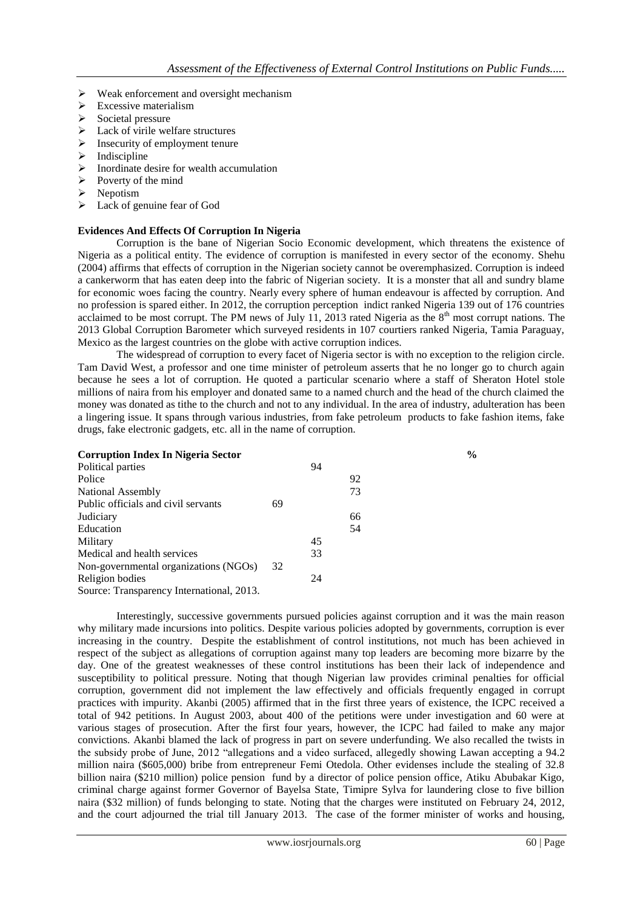- Weak enforcement and oversight mechanism
- Excessive materialism
- Societal pressure
- Lack of virile welfare structures
- Insecurity of employment tenure
- Indiscipline
- Inordinate desire for wealth accumulation
- Poverty of the mind
- Nepotism
- Lack of genuine fear of God

**Evidences And Effects Of Corruption In Nigeria**

Corruption is the bane of Nigerian Socio Economic development, which threatens the existence of Nigeria as a political entity. The evidence of corruption is manifested in every sector of the economy. Shehu (2004) affirms that effects of corruption in the Nigerian society cannot be overemphasized. Corruption is indeed a cankerworm that has eaten deep into the fabric of Nigerian society. It is a monster that all and sundry blame for economic woes facing the country. Nearly every sphere of human endeavour is affected by corruption. And no profession is spared either. In 2012, the corruption perception indict ranked Nigeria 139 out of 176 countries acclaimed to be most corrupt. The PM news of July 11, 2013 rated Nigeria as the 8[th] most corrupt nations. The 2013 Global Corruption Barometer which surveyed residents in 107 courtiers ranked Nigeria, Tamia Paraguay, Mexico as the largest countries on the globe with active corruption indices.

The widespread of corruption to every facet of Nigeria sector is with no exception to the religion circle. Tam David West, a professor and one time minister of petroleum asserts that he no longer go to church again because he sees a lot of corruption. He quoted a particular scenario where a staff of Sheraton Hotel stole millions of naira from his employer and donated same to a named church and the head of the church claimed the money was donated as tithe to the church and not to any individual. In the area of industry, adulteration has been a lingering issue. It spans through various industries, from fake petroleum products to fake fashion items, fake drugs, fake electronic gadgets, etc. all in the name of corruption.

| **Corruption Index In Nigeria Sector** | **%** |
|---|---|
| Political parties | 94 |
| Police | 92 |
| National Assembly | 73 |
| Public officials and civil servants | 69 |
| Judiciary | 66 |
| Education | 54 |
| Military | 45 |
| Medical and health services | 33 |
| Non-governmental organizations (NGOs) | 32 |
| Religion bodies | 24 |

Source: Transparency International, 2013.

Interestingly, successive governments pursued policies against corruption and it was the main reason why military made incursions into politics. Despite various policies adopted by governments, corruption is ever increasing in the country. Despite the establishment of control institutions, not much has been achieved in respect of the subject as allegations of corruption against many top leaders are becoming more bizarre by the day. One of the greatest weaknesses of these control institutions has been their lack of independence and susceptibility to political pressure. Noting that though Nigerian law provides criminal penalties for official corruption, government did not implement the law effectively and officials frequently engaged in corrupt practices with impurity. Akanbi (2005) affirmed that in the first three years of existence, the ICPC received a total of 942 petitions. In August 2003, about 400 of the petitions were under investigation and 60 were at various stages of prosecution. After the first four years, however, the ICPC had failed to make any major convictions. Akanbi blamed the lack of progress in part on severe underfunding. We also recalled the twists in the subsidy probe of June, 2012 "allegations and a video surfaced, allegedly showing Lawan accepting a 94.2 million naira ($605,000) bribe from entrepreneur Femi Otedola. Other evidenses include the stealing of 32.8 billion naira ($210 million) police pension fund by a director of police pension office, Atiku Abubakar Kigo, criminal charge against former Governor of Bayelsa State, Timipre Sylva for laundering close to five billion naira ($32 million) of funds belonging to state. Noting that the charges were instituted on February 24, 2012, and the court adjourned the trial till January 2013. The case of the former minister of works and housing,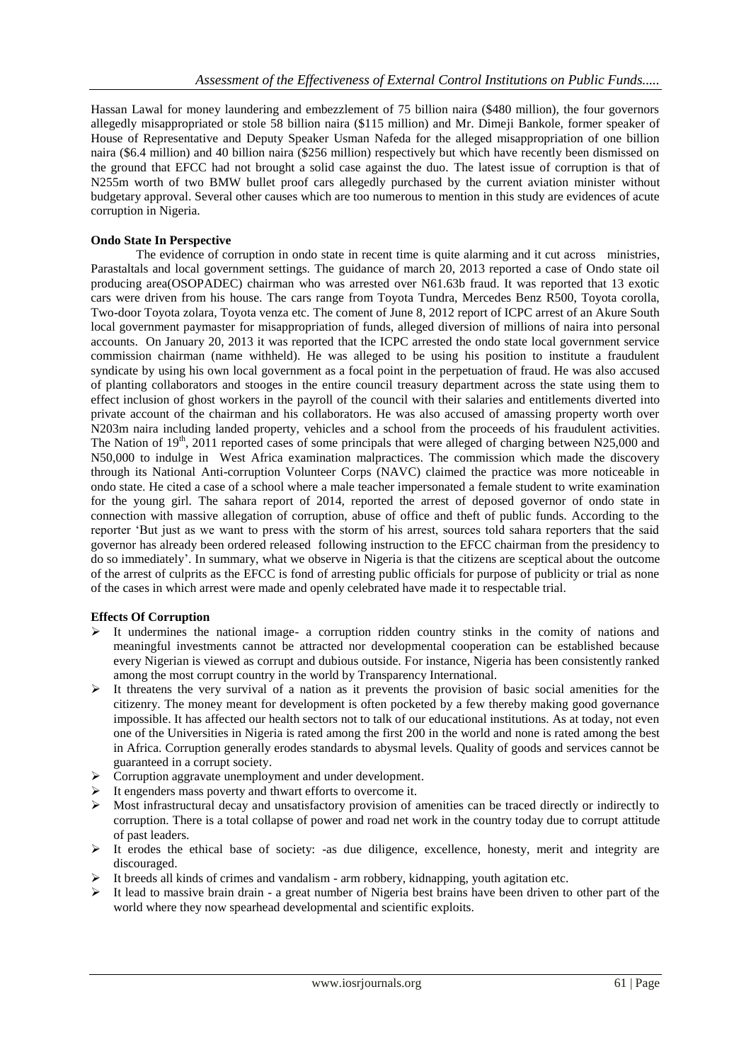Hassan Lawal for money laundering and embezzlement of 75 billion naira ($480 million), the four governors allegedly misappropriated or stole 58 billion naira ($115 million) and Mr. Dimeji Bankole, former speaker of House of Representative and Deputy Speaker Usman Nafeda for the alleged misappropriation of one billion naira ($6.4 million) and 40 billion naira ($256 million) respectively but which have recently been dismissed on the ground that EFCC had not brought a solid case against the duo. The latest issue of corruption is that of N255m worth of two BMW bullet proof cars allegedly purchased by the current aviation minister without budgetary approval. Several other causes which are too numerous to mention in this study are evidences of acute corruption in Nigeria.

**Ondo State In Perspective**

The evidence of corruption in ondo state in recent time is quite alarming and it cut across ministries, Parastaltals and local government settings. The guidance of march 20, 2013 reported a case of Ondo state oil producing area(OSOPADEC) chairman who was arrested over N61.63b fraud. It was reported that 13 exotic cars were driven from his house. The cars range from Toyota Tundra, Mercedes Benz R500, Toyota corolla, Two-door Toyota zolara, Toyota venza etc. The coment of June 8, 2012 report of ICPC arrest of an Akure South local government paymaster for misappropriation of funds, alleged diversion of millions of naira into personal accounts. On January 20, 2013 it was reported that the ICPC arrested the ondo state local government service commission chairman (name withheld). He was alleged to be using his position to institute a fraudulent syndicate by using his own local government as a focal point in the perpetuation of fraud. He was also accused of planting collaborators and stooges in the entire council treasury department across the state using them to effect inclusion of ghost workers in the payroll of the council with their salaries and entitlements diverted into private account of the chairman and his collaborators. He was also accused of amassing property worth over N203m naira including landed property, vehicles and a school from the proceeds of his fraudulent activities. The Nation of 19th, 2011 reported cases of some principals that were alleged of charging between N25,000 and N50,000 to indulge in West Africa examination malpractices. The commission which made the discovery through its National Anti-corruption Volunteer Corps (NAVC) claimed the practice was more noticeable in ondo state. He cited a case of a school where a male teacher impersonated a female student to write examination for the young girl. The sahara report of 2014, reported the arrest of deposed governor of ondo state in connection with massive allegation of corruption, abuse of office and theft of public funds. According to the reporter 'But just as we want to press with the storm of his arrest, sources told sahara reporters that the said governor has already been ordered released following instruction to the EFCC chairman from the presidency to do so immediately'. In summary, what we observe in Nigeria is that the citizens are sceptical about the outcome of the arrest of culprits as the EFCC is fond of arresting public officials for purpose of publicity or trial as none of the cases in which arrest were made and openly celebrated have made it to respectable trial.

**Effects Of Corruption**

- It undermines the national image- a corruption ridden country stinks in the comity of nations and meaningful investments cannot be attracted nor developmental cooperation can be established because every Nigerian is viewed as corrupt and dubious outside. For instance, Nigeria has been consistently ranked among the most corrupt country in the world by Transparency International.
- It threatens the very survival of a nation as it prevents the provision of basic social amenities for the citizenry. The money meant for development is often pocketed by a few thereby making good governance impossible. It has affected our health sectors not to talk of our educational institutions. As at today, not even one of the Universities in Nigeria is rated among the first 200 in the world and none is rated among the best in Africa. Corruption generally erodes standards to abysmal levels. Quality of goods and services cannot be guaranteed in a corrupt society.
- Corruption aggravate unemployment and under development.
- It engenders mass poverty and thwart efforts to overcome it.
- Most infrastructural decay and unsatisfactory provision of amenities can be traced directly or indirectly to corruption. There is a total collapse of power and road net work in the country today due to corrupt attitude of past leaders.
- It erodes the ethical base of society: -as due diligence, excellence, honesty, merit and integrity are discouraged.
- It breeds all kinds of crimes and vandalism - arm robbery, kidnapping, youth agitation etc.
- It lead to massive brain drain - a great number of Nigeria best brains have been driven to other part of the world where they now spearhead developmental and scientific exploits.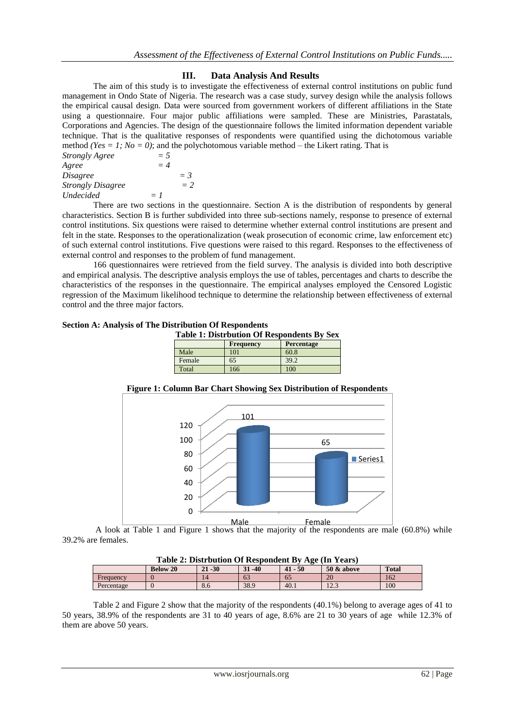## III. Data Analysis And Results

The aim of this study is to investigate the effectiveness of external control institutions on public fund management in Ondo State of Nigeria. The research was a case study, survey design while the analysis follows the empirical causal design. Data were sourced from government workers of different affiliations in the State using a questionnaire. Four major public affiliations were sampled. These are Ministries, Parastatals, Corporations and Agencies. The design of the questionnaire follows the limited information dependent variable technique. That is the qualitative responses of respondents were quantified using the dichotomous variable method *(Yes = 1; No = 0)*; and the polychotomous variable method – the Likert rating. That is

*Strongly Agree* = 5
*Agree* = 4
*Disagree* = 3
*Strongly Disagree* = 2
*Undecided* = 1

There are two sections in the questionnaire. Section A is the distribution of respondents by general characteristics. Section B is further subdivided into three sub-sections namely, response to presence of external control institutions. Six questions were raised to determine whether external control institutions are present and felt in the state. Responses to the operationalization (weak prosecution of economic crime, law enforcement etc) of such external control institutions. Five questions were raised to this regard. Responses to the effectiveness of external control and responses to the problem of fund management.

166 questionnaires were retrieved from the field survey. The analysis is divided into both descriptive and empirical analysis. The descriptive analysis employs the use of tables, percentages and charts to describe the characteristics of the responses in the questionnaire. The empirical analyses employed the Censored Logistic regression of the Maximum likelihood technique to determine the relationship between effectiveness of external control and the three major factors.

### Section A: Analysis of The Distribution Of Respondents

**Table 1: Distrbution Of Respondents By Sex**

| | Frequency | Percentage |
|---|---|---|
| Male | 101 | 60.8 |
| Female | 65 | 39.2 |
| Total | 166 | 100 |

**Figure 1: Column Bar Chart Showing Sex Distribution of Respondents**

A look at Table 1 and Figure 1 shows that the majority of the respondents are male (60.8%) while 39.2% are females.

**Table 2: Distrbution Of Respondent By Age (In Years)**

| | Below 20 | 21 -30 | 31 -40 | 41 - 50 | 50 & above | Total |
|---|---|---|---|---|---|---|
| Frequency | 0 | 14 | 63 | 65 | 20 | 162 |
| Percentage | 0 | 8.6 | 38.9 | 40.1 | 12.3 | 100 |

Table 2 and Figure 2 show that the majority of the respondents (40.1%) belong to average ages of 41 to 50 years, 38.9% of the respondents are 31 to 40 years of age, 8.6% are 21 to 30 years of age while 12.3% of them are above 50 years.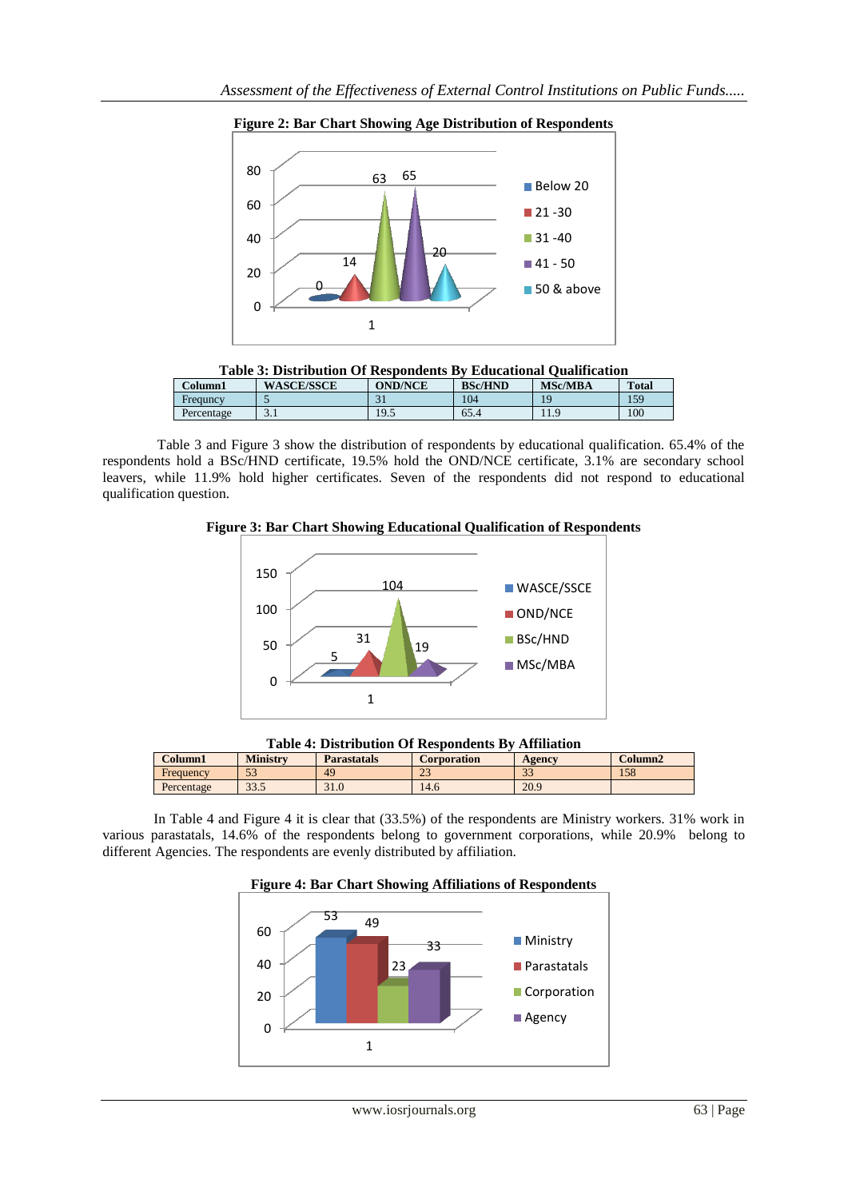**Figure 2: Bar Chart Showing Age Distribution of Respondents**

**Table 3: Distribution Of Respondents By Educational Qualification**

| Column1 | WASCE/SSCE | OND/NCE | BSc/HND | MSc/MBA | Total |
|---|---|---|---|---|---|
| Frequncy | 5 | 31 | 104 | 19 | 159 |
| Percentage | 3.1 | 19.5 | 65.4 | 11.9 | 100 |

Table 3 and Figure 3 show the distribution of respondents by educational qualification. 65.4% of the respondents hold a BSc/HND certificate, 19.5% hold the OND/NCE certificate, 3.1% are secondary school leavers, while 11.9% hold higher certificates. Seven of the respondents did not respond to educational qualification question.

**Figure 3: Bar Chart Showing Educational Qualification of Respondents**

**Table 4: Distribution Of Respondents By Affiliation**

| Column1 | Ministry | Parastatals | Corporation | Agency | Column2 |
|---|---|---|---|---|---|
| Frequency | 53 | 49 | 23 | 33 | 158 |
| Percentage | 33.5 | 31.0 | 14.6 | 20.9 | |

In Table 4 and Figure 4 it is clear that (33.5%) of the respondents are Ministry workers. 31% work in various parastatals, 14.6% of the respondents belong to government corporations, while 20.9% belong to different Agencies. The respondents are evenly distributed by affiliation.

**Figure 4: Bar Chart Showing Affiliations of Respondents**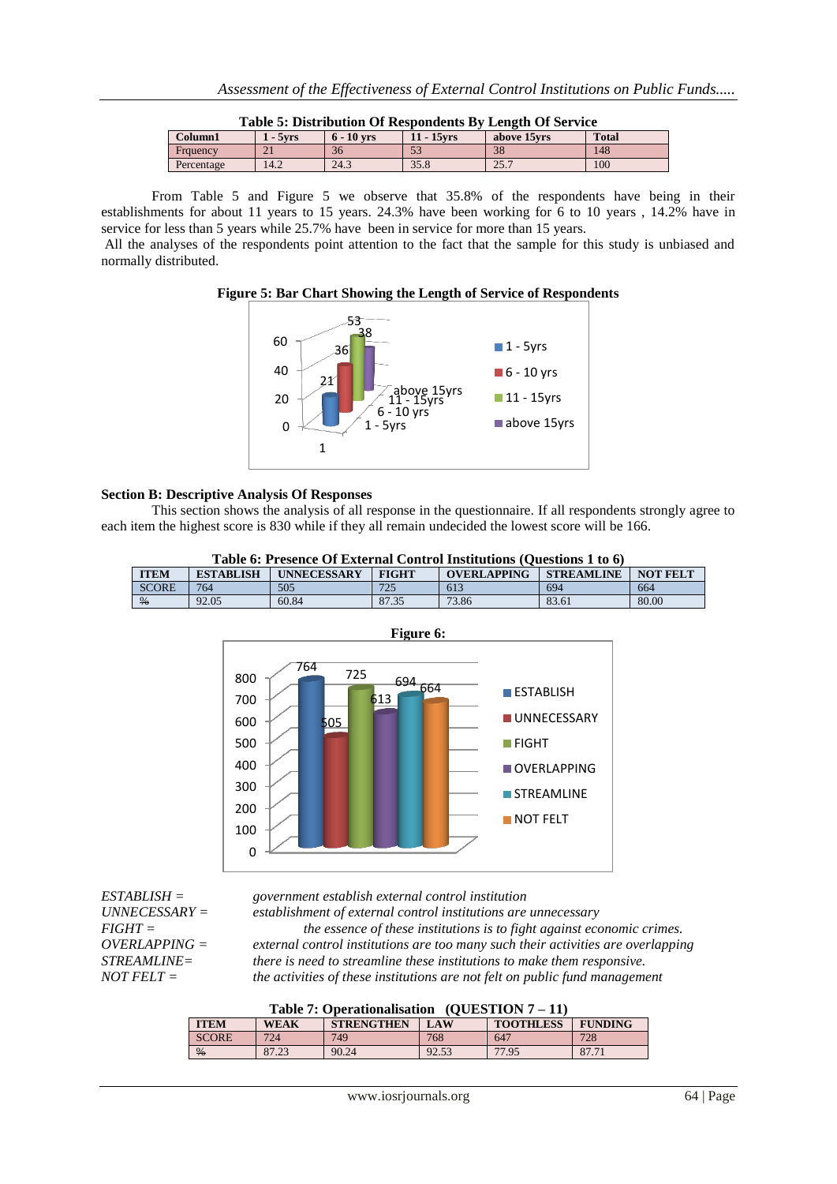**Table 5: Distribution Of Respondents By Length Of Service**

| Column1 | 1 - 5yrs | 6 - 10 yrs | 11 - 15yrs | above 15yrs | Total |
|---|---|---|---|---|---|
| Frquency | 21 | 36 | 53 | 38 | 148 |
| Percentage | 14.2 | 24.3 | 35.8 | 25.7 | 100 |

From Table 5 and Figure 5 we observe that 35.8% of the respondents have being in their establishments for about 11 years to 15 years. 24.3% have been working for 6 to 10 years , 14.2% have in service for less than 5 years while 25.7% have been in service for more than 15 years.

All the analyses of the respondents point attention to the fact that the sample for this study is unbiased and normally distributed.

**Figure 5: Bar Chart Showing the Length of Service of Respondents**

### Section B: Descriptive Analysis Of Responses

This section shows the analysis of all response in the questionnaire. If all respondents strongly agree to each item the highest score is 830 while if they all remain undecided the lowest score will be 166.

**Table 6: Presence Of External Control Institutions (Questions 1 to 6)**

| ITEM | ESTABLISH | UNNECESSARY | FIGHT | OVERLAPPING | STREAMLINE | NOT FELT |
|---|---|---|---|---|---|---|
| SCORE | 764 | 505 | 725 | 613 | 694 | 664 |
| % | 92.05 | 60.84 | 87.35 | 73.86 | 83.61 | 80.00 |

**Figure 6:**

*ESTABLISH =* *government establish external control institution*
*UNNECESSARY =* *establishment of external control institutions are unnecessary*
*FIGHT =* *the essence of these institutions is to fight against economic crimes.*
*OVERLAPPING =* *external control institutions are too many such their activities are overlapping*
*STREAMLINE=* *there is need to streamline these institutions to make them responsive.*
*NOT FELT =* *the activities of these institutions are not felt on public fund management*

**Table 7: Operationalisation (QUESTION 7 – 11)**

| ITEM | WEAK | STRENGTHEN | LAW | TOOTHLESS | FUNDING |
|---|---|---|---|---|---|
| SCORE | 724 | 749 | 768 | 647 | 728 |
| % | 87.23 | 90.24 | 92.53 | 77.95 | 87.71 |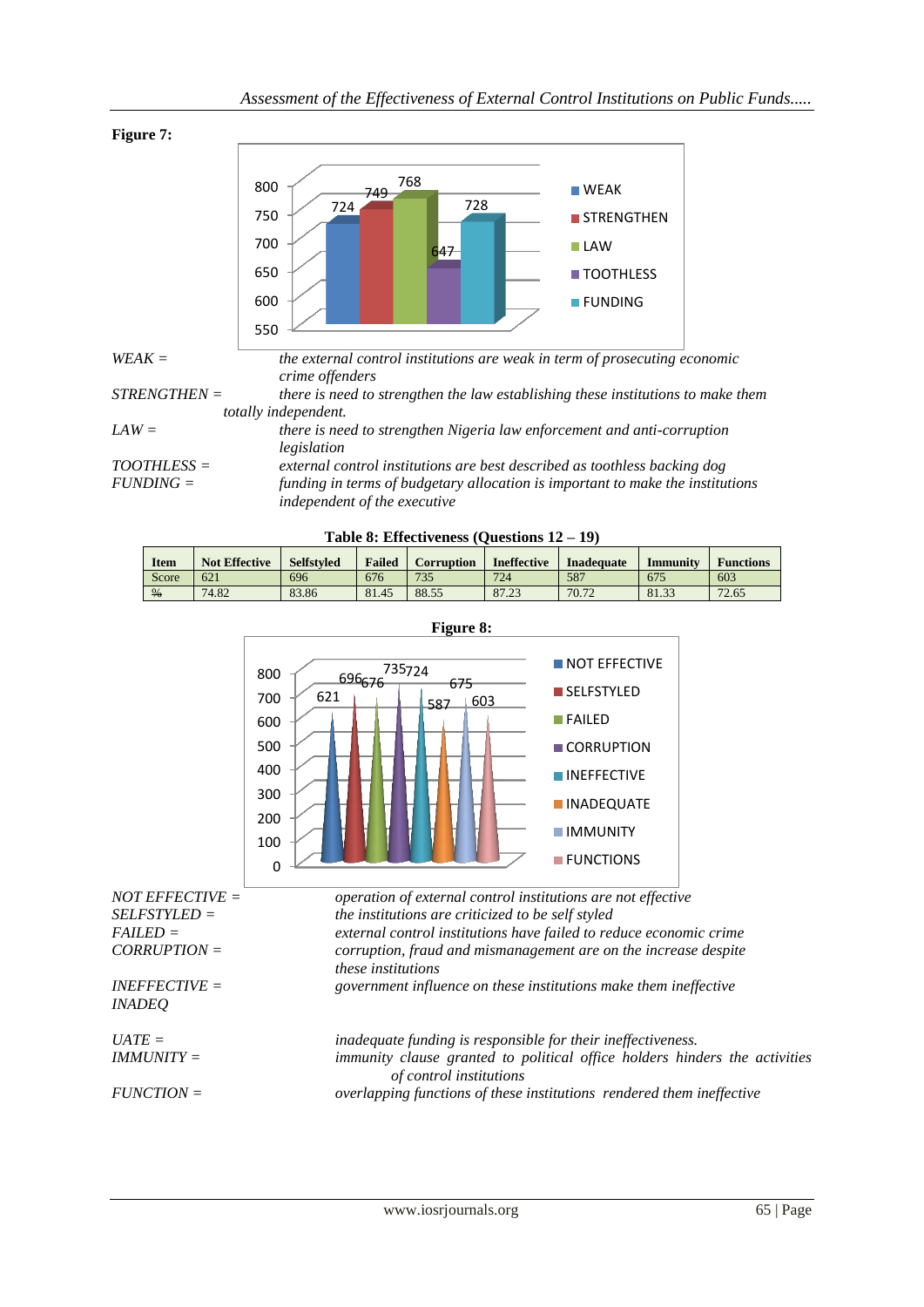**Figure 7:**

*WEAK =* *the external control institutions are weak in term of prosecuting economic crime offenders*

*STRENGTHEN =* *there is need to strengthen the law establishing these institutions to make them totally independent.*

*LAW =* *there is need to strengthen Nigeria law enforcement and anti-corruption legislation*

*TOOTHLESS =* *external control institutions are best described as toothless backing dog*

*FUNDING =* *funding in terms of budgetary allocation is important to make the institutions independent of the executive*

**Table 8: Effectiveness (Questions 12 – 19)**

| Item | Not Effective | Selfstyled | Failed | Corruption | Ineffective | Inadequate | Immunity | Functions |
|---|---|---|---|---|---|---|---|---|
| Score | 621 | 696 | 676 | 735 | 724 | 587 | 675 | 603 |
| % | 74.82 | 83.86 | 81.45 | 88.55 | 87.23 | 70.72 | 81.33 | 72.65 |

**Figure 8:**

*NOT EFFECTIVE =* *operation of external control institutions are not effective*

*SELFSTYLED =* *the institutions are criticized to be self styled*

*FAILED =* *external control institutions have failed to reduce economic crime*

*CORRUPTION =* *corruption, fraud and mismanagement are on the increase despite these institutions*

*INEFFECTIVE =* *government influence on these institutions make them ineffective*

*INADEQUATE =* *inadequate funding is responsible for their ineffectiveness.*

*IMMUNITY =* *immunity clause granted to political office holders hinders the activities of control institutions*

*FUNCTION =* *overlapping functions of these institutions rendered them ineffective*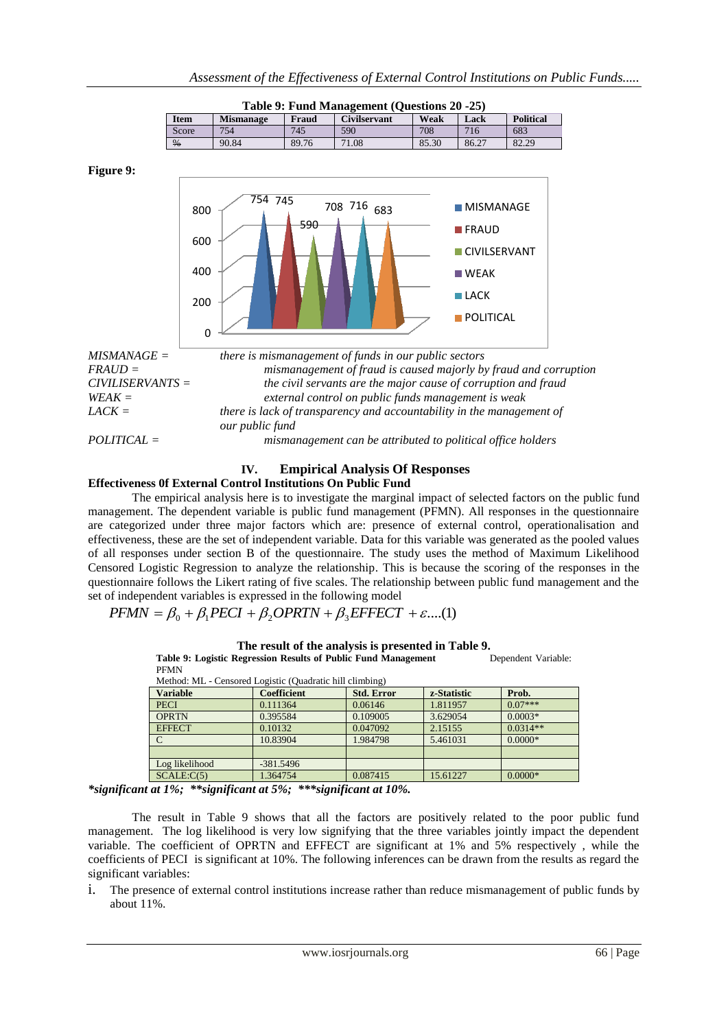**Table 9: Fund Management (Questions 20 -25)**

| Item | Mismanage | Fraud | Civilservant | Weak | Lack | Political |
|---|---|---|---|---|---|---|
| Score | 754 | 745 | 590 | 708 | 716 | 683 |
| % | 90.84 | 89.76 | 71.08 | 85.30 | 86.27 | 82.29 |

**Figure 9:**

| | |
|---|---|
| *MISMANAGE =* | *there is mismanagement of funds in our public sectors* |
| *FRAUD =* | *mismanagement of fraud is caused majorly by fraud and corruption* |
| *CIVILISERVANTS =* | *the civil servants are the major cause of corruption and fraud* |
| *WEAK =* | *external control on public funds management is weak* |
| *LACK =* | *there is lack of transparency and accountability in the management of our public fund* |
| *POLITICAL =* | *mismanagement can be attributed to political office holders* |

## IV. Empirical Analysis Of Responses

### Effectiveness 0f External Control Institutions On Public Fund

The empirical analysis here is to investigate the marginal impact of selected factors on the public fund management. The dependent variable is public fund management (PFMN). All responses in the questionnaire are categorized under three major factors which are: presence of external control, operationalisation and effectiveness, these are the set of independent variable. Data for this variable was generated as the pooled values of all responses under section B of the questionnaire. The study uses the method of Maximum Likelihood Censored Logistic Regression to analyze the relationship. This is because the scoring of the responses in the questionnaire follows the Likert rating of five scales. The relationship between public fund management and the set of independent variables is expressed in the following model

$$PFMN = \beta_0 + \beta_1 PECI + \beta_2 OPRTN + \beta_3 EFFECT + \varepsilon....(1)$$

**The result of the analysis is presented in Table 9.**

**Table 9: Logistic Regression Results of Public Fund Management** Dependent Variable: PFMN

Method: ML - Censored Logistic (Quadratic hill climbing)

| Variable | Coefficient | Std. Error | z-Statistic | Prob. |
|---|---|---|---|---|
| PECI | 0.111364 | 0.06146 | 1.811957 | 0.07*** |
| OPRTN | 0.395584 | 0.109005 | 3.629054 | 0.0003* |
| EFFECT | 0.10132 | 0.047092 | 2.15155 | 0.0314** |
| C | 10.83904 | 1.984798 | 5.461031 | 0.0000* |
| | | | | |
| Log likelihood | -381.5496 | | | |
| SCALE:C(5) | 1.364754 | 0.087415 | 15.61227 | 0.0000* |

***significant at 1%; **significant at 5%; ***significant at 10%.***

The result in Table 9 shows that all the factors are positively related to the poor public fund management. The log likelihood is very low signifying that the three variables jointly impact the dependent variable. The coefficient of OPRTN and EFFECT are significant at 1% and 5% respectively , while the coefficients of PECI is significant at 10%. The following inferences can be drawn from the results as regard the significant variables:

i. The presence of external control institutions increase rather than reduce mismanagement of public funds by about 11%.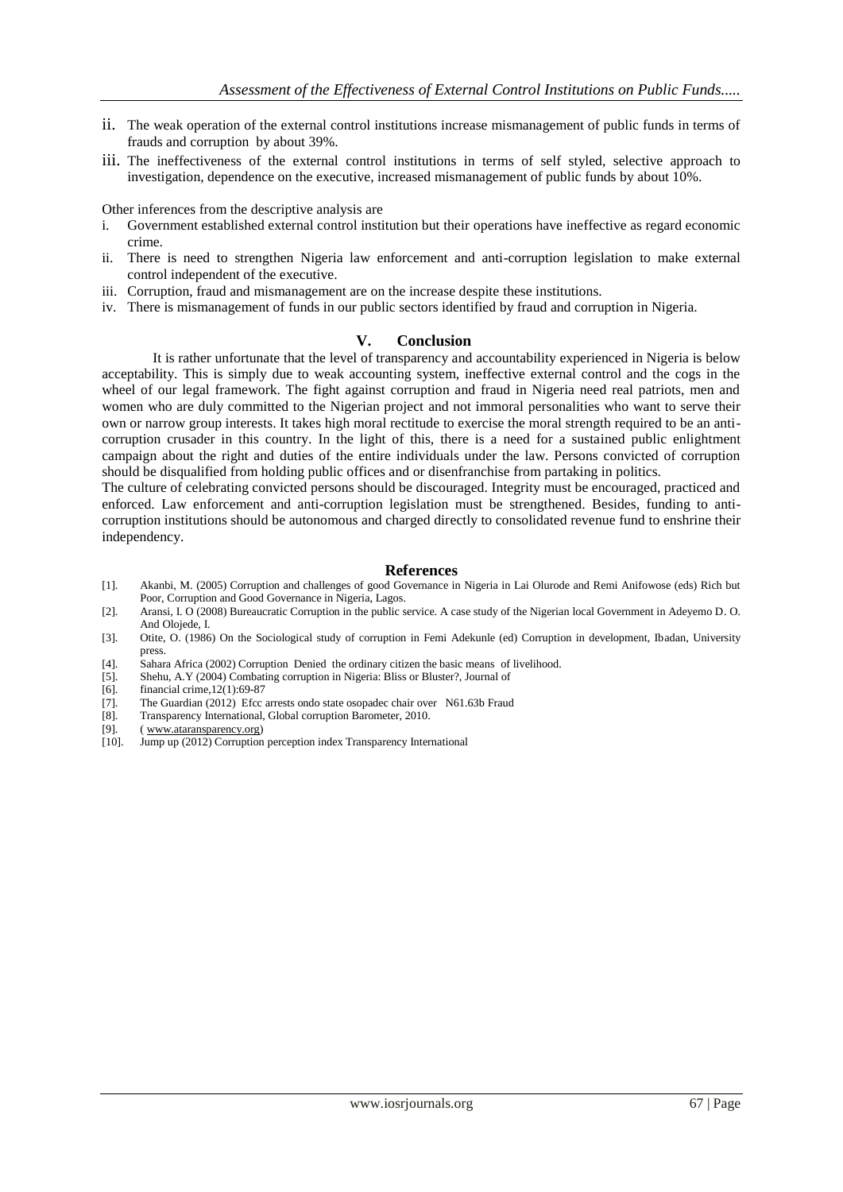ii. The weak operation of the external control institutions increase mismanagement of public funds in terms of frauds and corruption by about 39%.
iii. The ineffectiveness of the external control institutions in terms of self styled, selective approach to investigation, dependence on the executive, increased mismanagement of public funds by about 10%.

Other inferences from the descriptive analysis are

i. Government established external control institution but their operations have ineffective as regard economic crime.
ii. There is need to strengthen Nigeria law enforcement and anti-corruption legislation to make external control independent of the executive.
iii. Corruption, fraud and mismanagement are on the increase despite these institutions.
iv. There is mismanagement of funds in our public sectors identified by fraud and corruption in Nigeria.

## V. Conclusion

It is rather unfortunate that the level of transparency and accountability experienced in Nigeria is below acceptability. This is simply due to weak accounting system, ineffective external control and the cogs in the wheel of our legal framework. The fight against corruption and fraud in Nigeria need real patriots, men and women who are duly committed to the Nigerian project and not immoral personalities who want to serve their own or narrow group interests. It takes high moral rectitude to exercise the moral strength required to be an anti-corruption crusader in this country. In the light of this, there is a need for a sustained public enlightment campaign about the right and duties of the entire individuals under the law. Persons convicted of corruption should be disqualified from holding public offices and or disenfranchise from partaking in politics.

The culture of celebrating convicted persons should be discouraged. Integrity must be encouraged, practiced and enforced. Law enforcement and anti-corruption legislation must be strengthened. Besides, funding to anti-corruption institutions should be autonomous and charged directly to consolidated revenue fund to enshrine their independency.

## References

[1]. Akanbi, M. (2005) Corruption and challenges of good Governance in Nigeria in Lai Olurode and Remi Anifowose (eds) Rich but Poor, Corruption and Good Governance in Nigeria, Lagos.
[2]. Aransi, I. O (2008) Bureaucratic Corruption in the public service. A case study of the Nigerian local Government in Adeyemo D. O. And Olojede, I.
[3]. Otite, O. (1986) On the Sociological study of corruption in Femi Adekunle (ed) Corruption in development, Ibadan, University press.
[4]. Sahara Africa (2002) Corruption Denied the ordinary citizen the basic means of livelihood.
[5]. Shehu, A.Y (2004) Combating corruption in Nigeria: Bliss or Bluster?, Journal of
[6]. financial crime,12(1):69-87
[7]. The Guardian (2012) Efcc arrests ondo state osopadec chair over N61.63b Fraud
[8]. Transparency International, Global corruption Barometer, 2010.
[9]. ( www.ataransparency.org)
[10]. Jump up (2012) Corruption perception index Transparency International